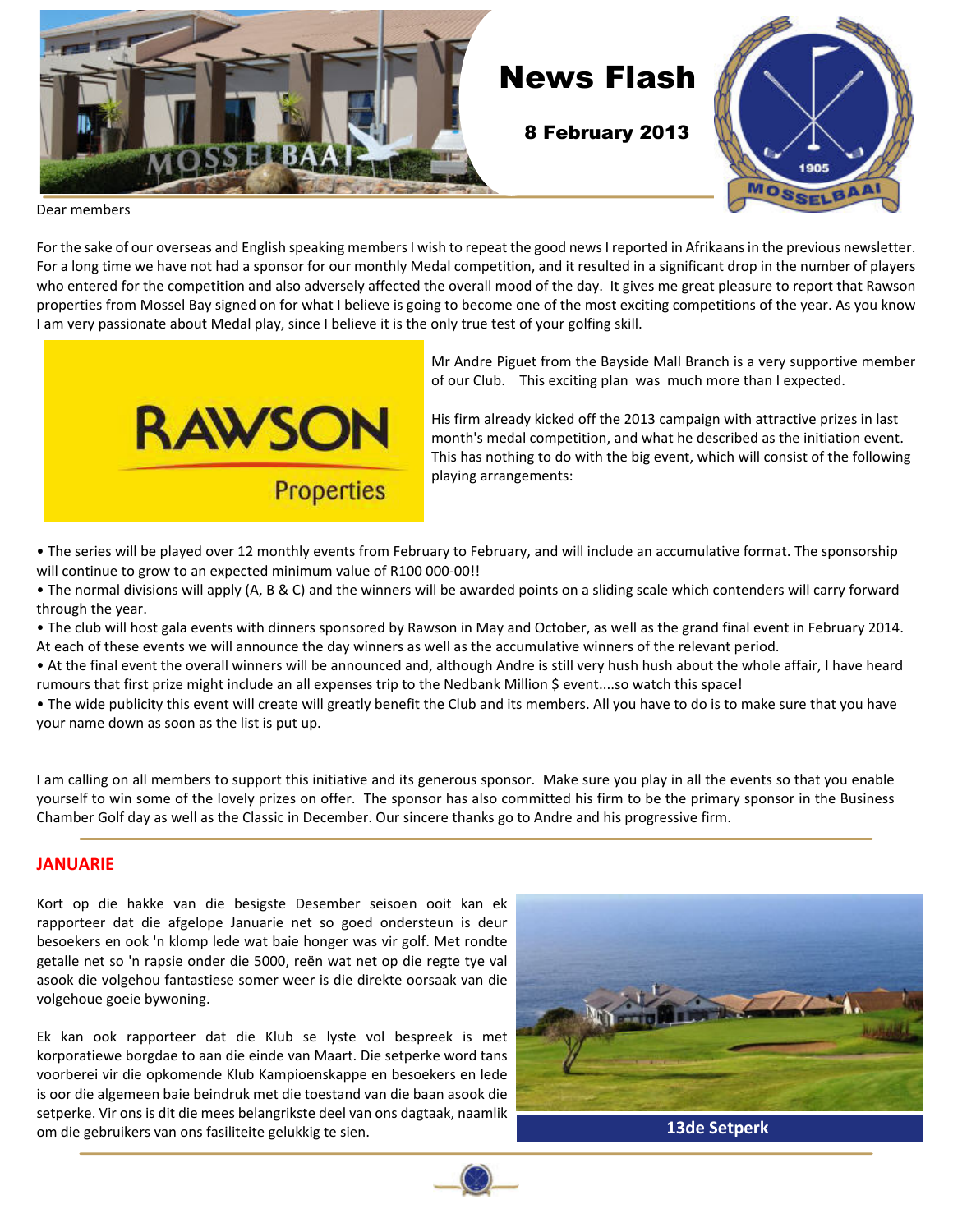# News Flash

**8 February 2013**

Dear members

For the sake of our overseas and English speaking members I wish to repeat the good news I reported in Afrikaans in the previous newsletter. For a long time we have not had a sponsor for our monthly Medal competition, and it resulted in a significant drop in the number of players who entered for the competition and also adversely affected the overall mood of the day. It gives me great pleasure to report that Rawson properties from Mossel Bay signed on for what I believe is going to become one of the most exciting competitions of the year. As you know I am very passionate about Medal play, since I believe it is the only true test of your golfing skill.

Mr Andre Piguet from the Bayside Mall Branch is a very supportive member of our Club. This exciting plan was much more than I expected.

His firm already kicked off the 2013 campaign with attractive prizes in last month's medal competition, and what he described as the initiation event. This has nothing to do with the big event, which will consist of the following playing arrangements:

- The series will be played over 12 monthly events from February to February, and will include an accumulative format. The sponsorship will continue to grow to an expected minimum value of R100 000-00!!
- The normal divisions will apply (A, B & C) and the winners will be awarded points on a sliding scale which contenders will carry forward through the year.
- The club will host gala events with dinners sponsored by Rawson in May and October, as well as the grand final event in February 2014. At each of these events we will announce the day winners as well as the accumulative winners of the relevant period.
- At the final event the overall winners will be announced and, although Andre is still very hush hush about the whole affair, I have heard rumours that first prize might include an all expenses trip to the Nedbank Million $ event....so watch this space!
- The wide publicity this event will create will greatly benefit the Club and its members. All you have to do is to make sure that you have your name down as soon as the list is put up.

I am calling on all members to support this initiative and its generous sponsor. Make sure you play in all the events so that you enable yourself to win some of the lovely prizes on offer. The sponsor has also committed his firm to be the primary sponsor in the Business Chamber Golf day as well as the Classic in December. Our sincere thanks go to Andre and his progressive firm.

## JANUARIE

Kort op die hakke van die besigste Desember seisoen ooit kan ek rapporteer dat die afgelope Januarie net so goed ondersteun is deur besoekers en ook 'n klomp lede wat baie honger was vir golf. Met rondte getalle net so 'n rapsie onder die 5000, reën wat net op die regte tye val asook die volgehou fantastiese somer weer is die direkte oorsaak van die volgehoue goeie bywoning.

Ek kan ook rapporteer dat die Klub se lyste vol bespreek is met korporatiewe borgdae to aan die einde van Maart. Die setperke word tans voorberei vir die opkomende Klub Kampioenskappe en besoekers en lede is oor die algemeen baie beindruk met die toestand van die baan asook die setperke. Vir ons is dit die mees belangrikste deel van ons dagtaak, naamlik om die gebruikers van ons fasiliteite gelukkig te sien.

13de Setperk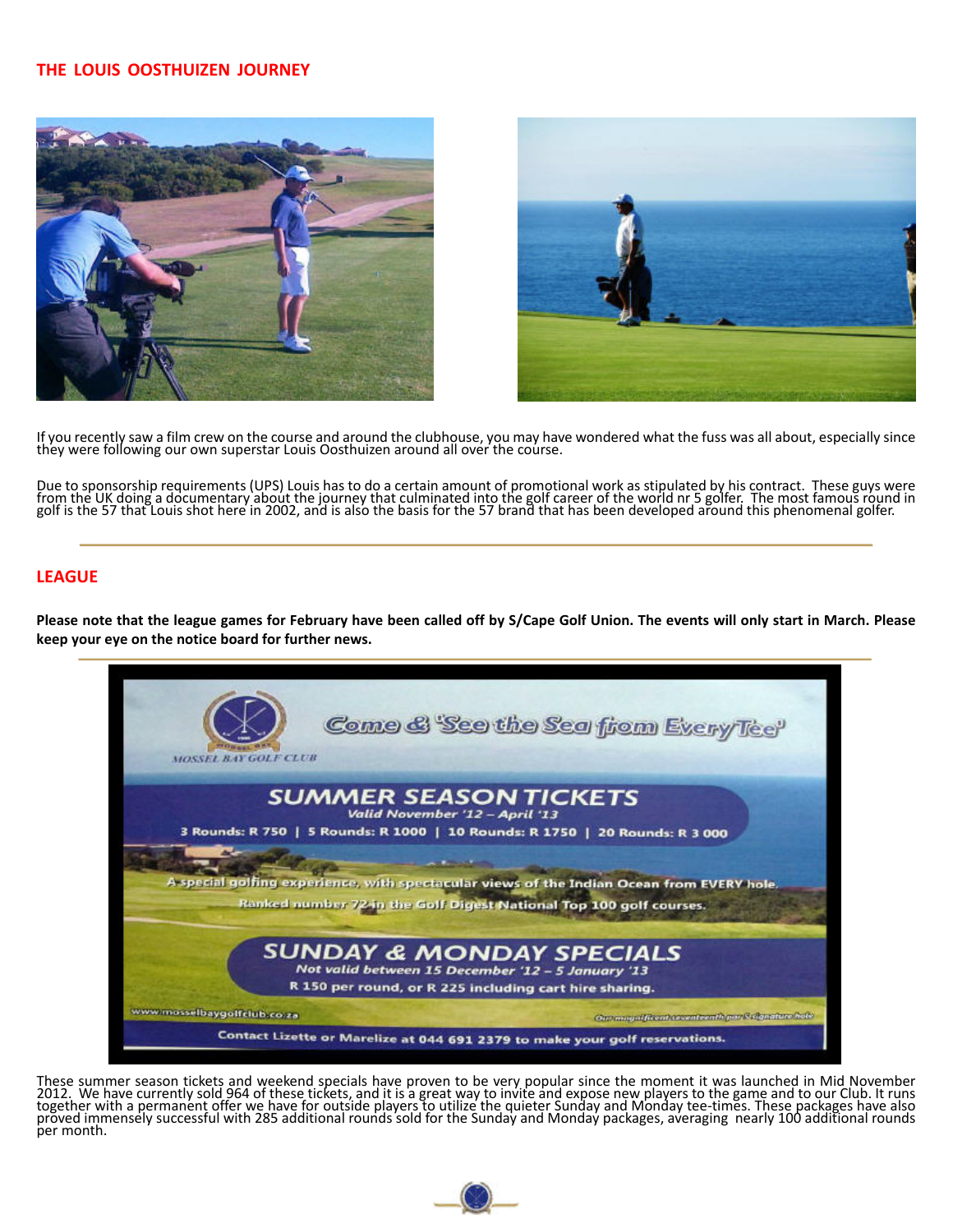## THE LOUIS OOSTHUIZEN JOURNEY

If you recently saw a film crew on the course and around the clubhouse, you may have wondered what the fuss was all about, especially since they were following our own superstar Louis Oosthuizen around all over the course.

Due to sponsorship requirements (UPS) Louis has to do a certain amount of promotional work as stipulated by his contract. These guys were from the UK doing a documentary about the journey that culminated into the golf career of the world nr 5 golfer. The most famous round in golf is the 57 that Louis shot here in 2002, and is also the basis for the 57 brand that has been developed around this phenomenal golfer.

## LEAGUE

**Please note that the league games for February have been called off by S/Cape Golf Union. The events will only start in March. Please keep your eye on the notice board for further news.**

MOSSEL BAY GOLF CLUB

Come & 'See the Sea from Every Tee'

**SUMMER SEASON TICKETS**

*Valid November '12 – April '13*

3 Rounds: R 750 | 5 Rounds: R 1000 | 10 Rounds: R 1750 | 20 Rounds: R 3 000

A special golfing experience, with spectacular views of the Indian Ocean from EVERY hole.

Ranked number 72 in the Golf Digest National Top 100 golf courses.

**SUNDAY & MONDAY SPECIALS**

*Not valid between 15 December '12 – 5 January '13*

R 150 per round, or R 225 including cart hire sharing.

www.mosselbaygolfclub.co.za

Our magnificent seventeenth par 3 signature hole

Contact Lizette or Marelize at 044 691 2379 to make your golf reservations.

These summer season tickets and weekend specials have proven to be very popular since the moment it was launched in Mid November 2012. We have currently sold 964 of these tickets, and it is a great way to invite and expose new players to the game and to our Club. It runs together with a permanent offer we have for outside players to utilize the quieter Sunday and Monday tee-times. These packages have also proved immensely successful with 285 additional rounds sold for the Sunday and Monday packages, averaging nearly 100 additional rounds per month.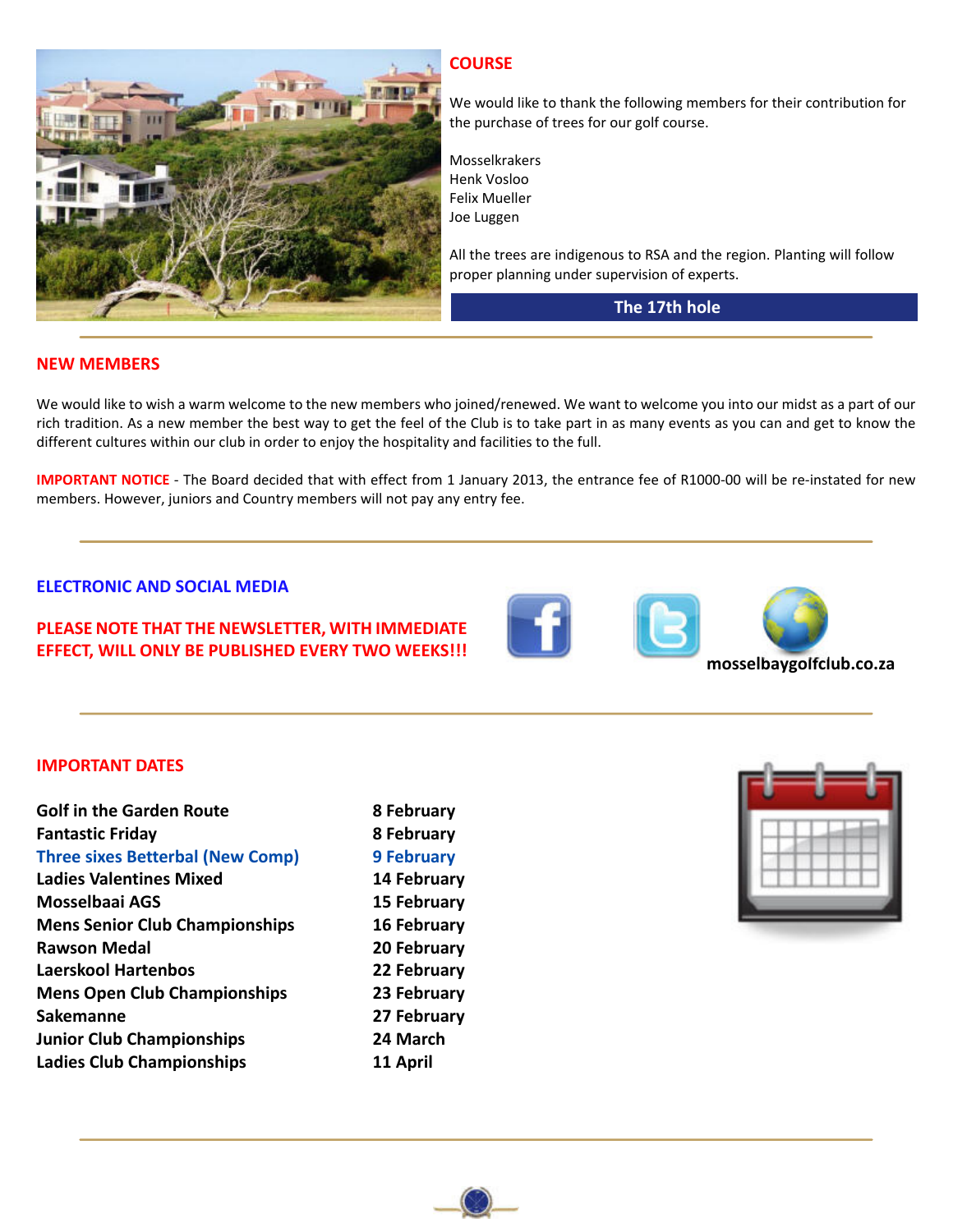## COURSE

We would like to thank the following members for their contribution for the purchase of trees for our golf course.

Mosselkrakers
Henk Vosloo
Felix Mueller
Joe Luggen

All the trees are indigenous to RSA and the region. Planting will follow proper planning under supervision of experts.

The 17th hole

## NEW MEMBERS

We would like to wish a warm welcome to the new members who joined/renewed. We want to welcome you into our midst as a part of our rich tradition. As a new member the best way to get the feel of the Club is to take part in as many events as you can and get to know the different cultures within our club in order to enjoy the hospitality and facilities to the full.

**IMPORTANT NOTICE** - The Board decided that with effect from 1 January 2013, the entrance fee of R1000-00 will be re-instated for new members. However, juniors and Country members will not pay any entry fee.

## ELECTRONIC AND SOCIAL MEDIA

**PLEASE NOTE THAT THE NEWSLETTER, WITH IMMEDIATE EFFECT, WILL ONLY BE PUBLISHED EVERY TWO WEEKS!!!**

**mosselbaygolfclub.co.za**

## IMPORTANT DATES

| Event | Date |
|---|---|
| Golf in the Garden Route | 8 February |
| Fantastic Friday | 8 February |
| Three sixes Betterbal (New Comp) | 9 February |
| Ladies Valentines Mixed | 14 February |
| Mosselbaai AGS | 15 February |
| Mens Senior Club Championships | 16 February |
| Rawson Medal | 20 February |
| Laerskool Hartenbos | 22 February |
| Mens Open Club Championships | 23 February |
| Sakemanne | 27 February |
| Junior Club Championships | 24 March |
| Ladies Club Championships | 11 April |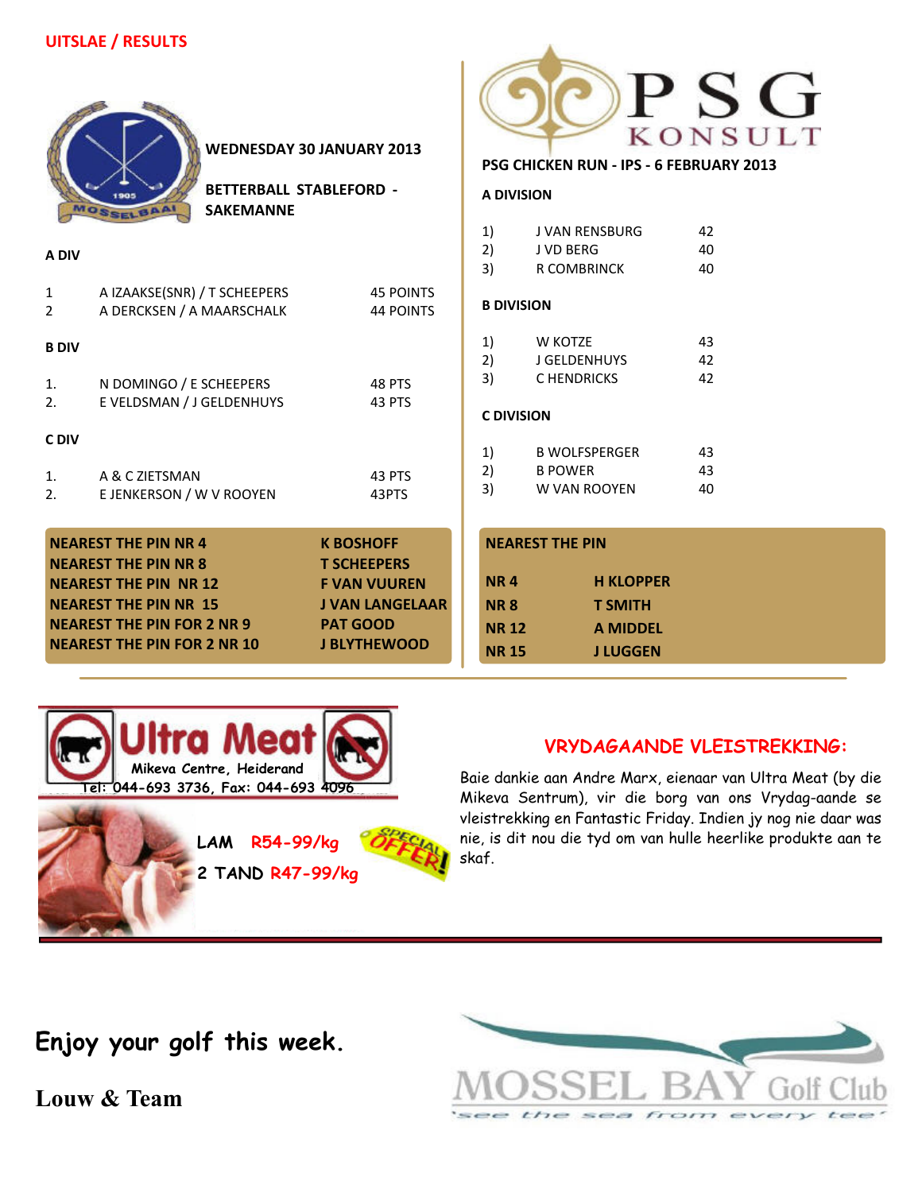## UITSLAE / RESULTS

**WEDNESDAY 30 JANUARY 2013**

**BETTERBALL STABLEFORD - SAKEMANNE**

**A DIV**

| | | |
|---|---|---|
| 1 | A IZAAKSE(SNR) / T SCHEEPERS | 45 POINTS |
| 2 | A DERCKSEN / A MAARSCHALK | 44 POINTS |

**B DIV**

| | | |
|---|---|---|
| 1. | N DOMINGO / E SCHEEPERS | 48 PTS |
| 2. | E VELDSMAN / J GELDENHUYS | 43 PTS |

**C DIV**

| | | |
|---|---|---|
| 1. | A & C ZIETSMAN | 43 PTS |
| 2. | E JENKERSON / W V ROOYEN | 43PTS |

| | |
|---|---|
| **NEAREST THE PIN NR 4** | **K BOSHOFF** |
| **NEAREST THE PIN NR 8** | **T SCHEEPERS** |
| **NEAREST THE PIN NR 12** | **F VAN VUUREN** |
| **NEAREST THE PIN NR 15** | **J VAN LANGELAAR** |
| **NEAREST THE PIN FOR 2 NR 9** | **PAT GOOD** |
| **NEAREST THE PIN FOR 2 NR 10** | **J BLYTHEWOOD** |

PSG KONSULT

**PSG CHICKEN RUN - IPS - 6 FEBRUARY 2013**

**A DIVISION**

| | | |
|---|---|---|
| 1) | J VAN RENSBURG | 42 |
| 2) | J VD BERG | 40 |
| 3) | R COMBRINCK | 40 |

**B DIVISION**

| | | |
|---|---|---|
| 1) | W KOTZE | 43 |
| 2) | J GELDENHUYS | 42 |
| 3) | C HENDRICKS | 42 |

**C DIVISION**

| | | |
|---|---|---|
| 1) | B WOLFSPERGER | 43 |
| 2) | B POWER | 43 |
| 3) | W VAN ROOYEN | 40 |

**NEAREST THE PIN**

| | |
|---|---|
| **NR 4** | **H KLOPPER** |
| **NR 8** | **T SMITH** |
| **NR 12** | **A MIDDEL** |
| **NR 15** | **J LUGGEN** |

**Ultra Meat**
Mikeva Centre, Heiderand
Tel: 044-693 3736, Fax: 044-693 4096

LAM R54-99/kg
2 TAND R47-99/kg

SPECIAL OFFER!

## VRYDAGAANDE VLEISTREKKING:

Baie dankie aan Andre Marx, eienaar van Ultra Meat (by die Mikeva Sentrum), vir die borg van ons Vrydag-aande se vleistrekking en Fantastic Friday. Indien jy nog nie daar was nie, is dit nou die tyd om van hulle heerlike produkte aan te skaf.

**Enjoy your golf this week.**

**Louw & Team**

MOSSEL BAY Golf Club
*see the sea from every tee*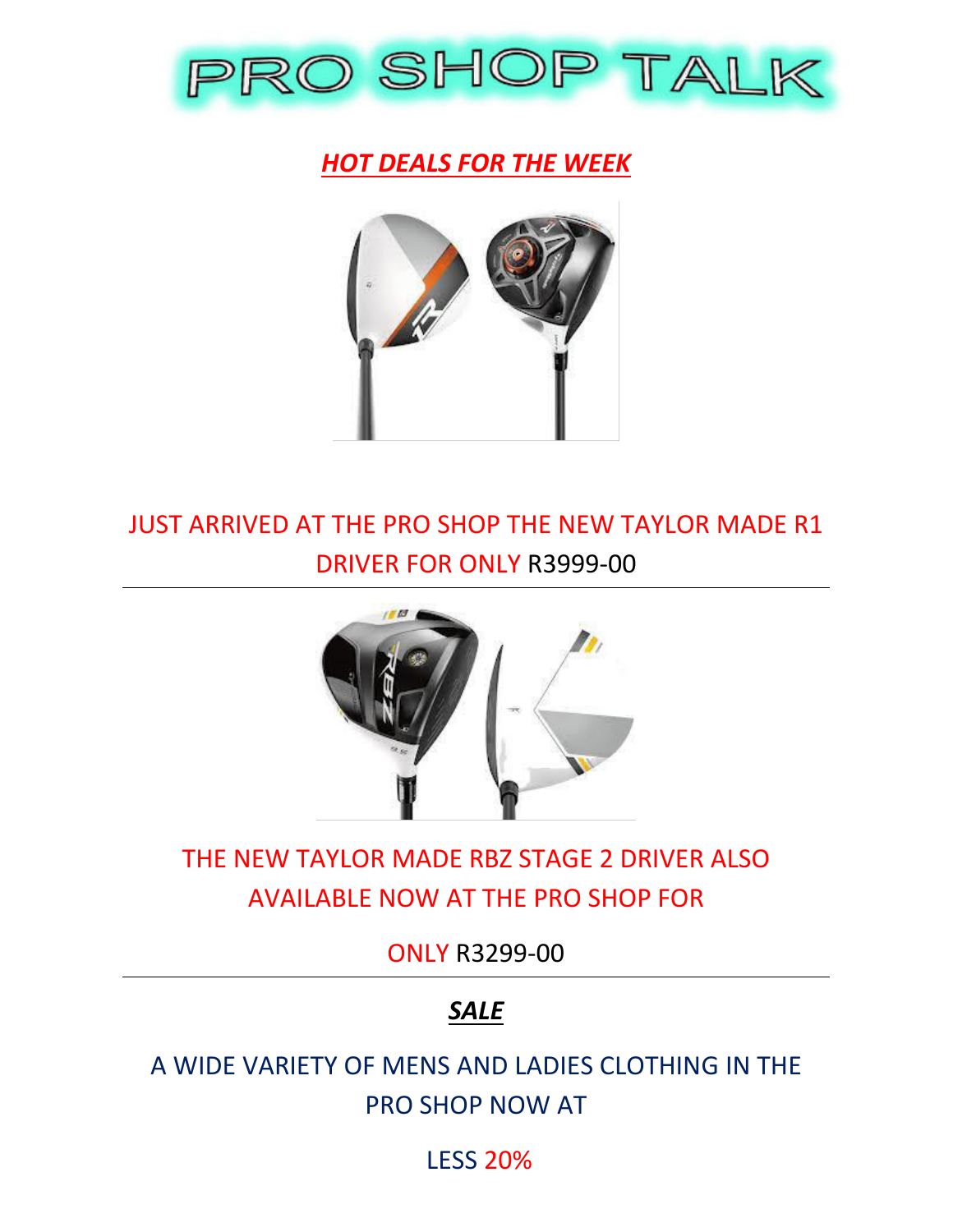# PRO SHOP TALK

***HOT DEALS FOR THE WEEK***

JUST ARRIVED AT THE PRO SHOP THE NEW TAYLOR MADE R1 DRIVER FOR ONLY R3999-00

---

THE NEW TAYLOR MADE RBZ STAGE 2 DRIVER ALSO AVAILABLE NOW AT THE PRO SHOP FOR

ONLY R3299-00

---

***SALE***

A WIDE VARIETY OF MENS AND LADIES CLOTHING IN THE PRO SHOP NOW AT

LESS 20%